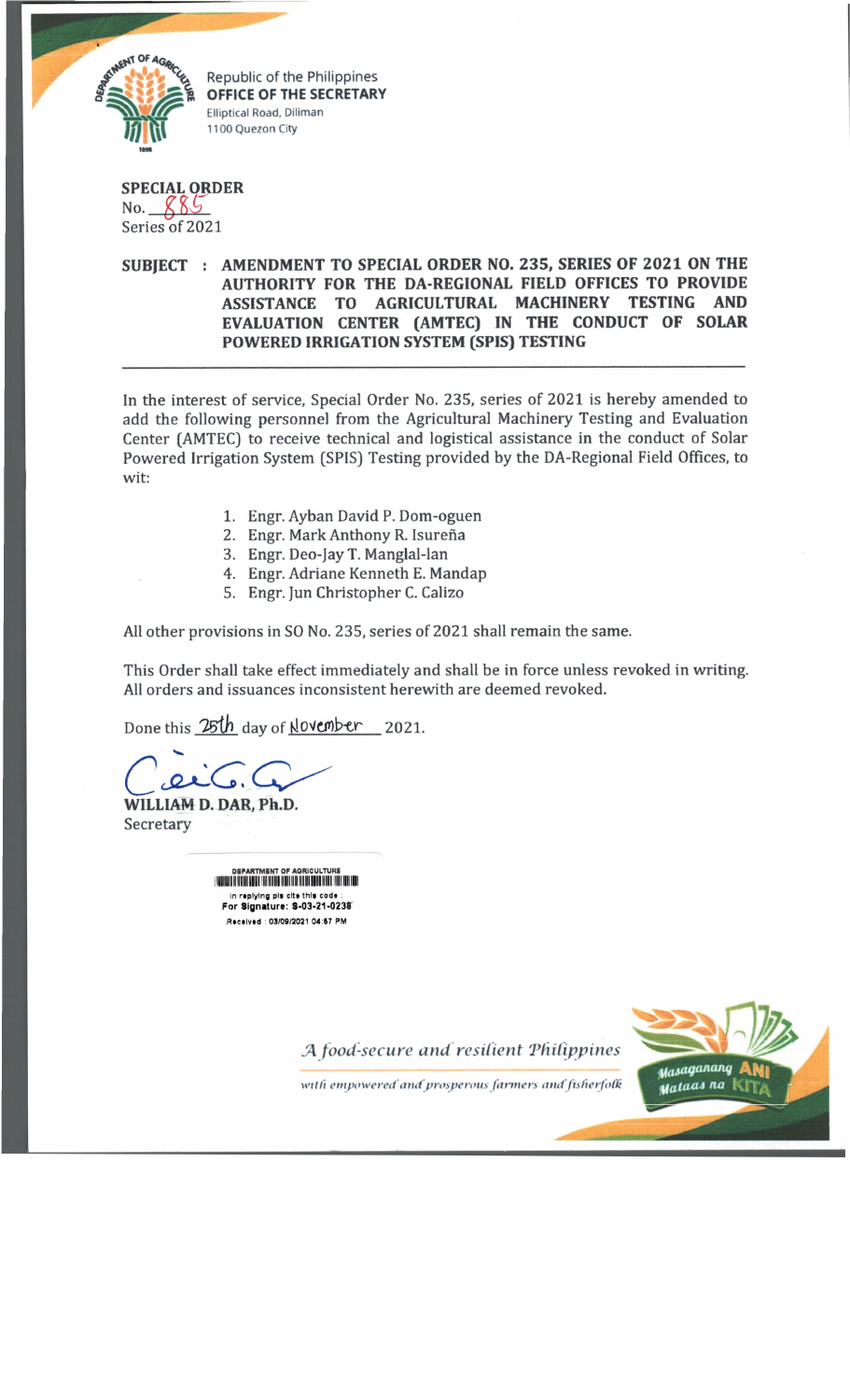Republic of the Philippines
**OFFICE OF THE SECRETARY**
Elliptical Road, Diliman
1100 Quezon City

**SPECIAL ORDER**
No. 885
Series of 2021

**SUBJECT : AMENDMENT TO SPECIAL ORDER NO. 235, SERIES OF 2021 ON THE AUTHORITY FOR THE DA-REGIONAL FIELD OFFICES TO PROVIDE ASSISTANCE TO AGRICULTURAL MACHINERY TESTING AND EVALUATION CENTER (AMTEC) IN THE CONDUCT OF SOLAR POWERED IRRIGATION SYSTEM (SPIS) TESTING**

---

In the interest of service, Special Order No. 235, series of 2021 is hereby amended to add the following personnel from the Agricultural Machinery Testing and Evaluation Center (AMTEC) to receive technical and logistical assistance in the conduct of Solar Powered Irrigation System (SPIS) Testing provided by the DA-Regional Field Offices, to wit:

1. Engr. Ayban David P. Dom-oguen
2. Engr. Mark Anthony R. Isureña
3. Engr. Deo-Jay T. Manglal-lan
4. Engr. Adriane Kenneth E. Mandap
5. Engr. Jun Christopher C. Calizo

All other provisions in SO No. 235, series of 2021 shall remain the same.

This Order shall take effect immediately and shall be in force unless revoked in writing. All orders and issuances inconsistent herewith are deemed revoked.

Done this 25th day of November 2021.

**WILLIAM D. DAR, Ph.D.**
Secretary

DEPARTMENT OF AGRICULTURE
in replying pls cite this code :
For Signature: S-03-21-0238
Received : 03/09/2021 04:57 PM

*A food-secure and resilient Philippines*
*with empowered and prosperous farmers and fisherfolk*

Masaganang ANI Mataas na KITA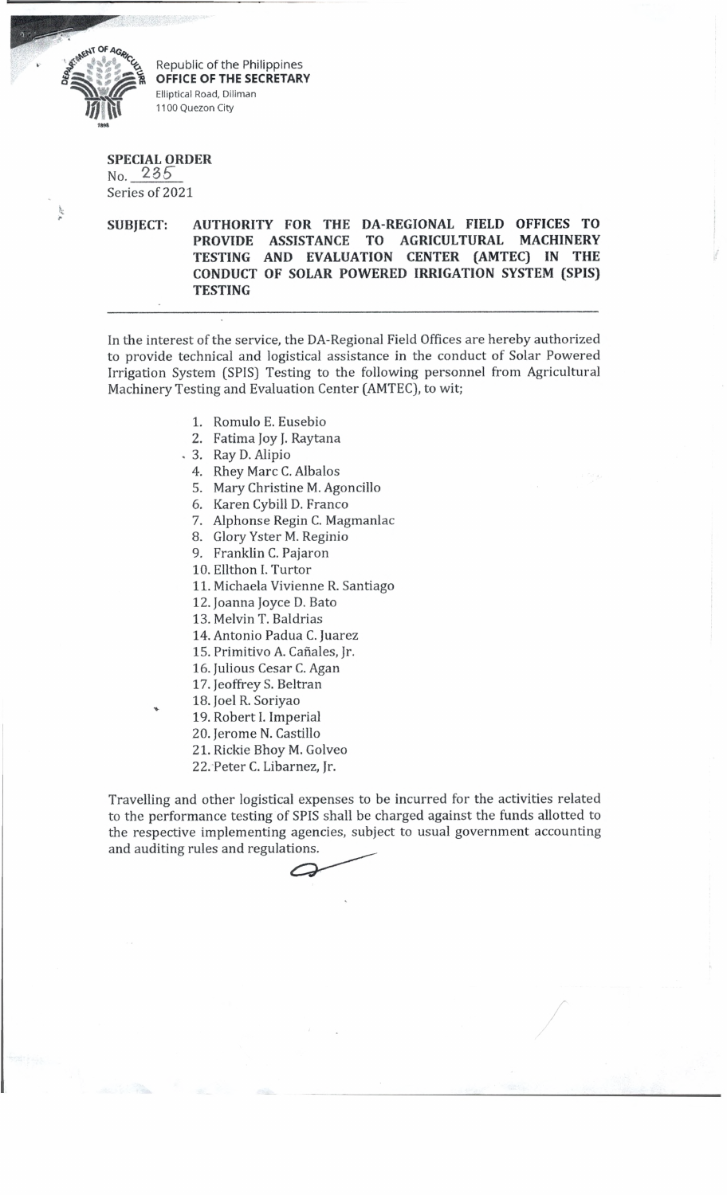Republic of the Philippines
**OFFICE OF THE SECRETARY**
Elliptical Road, Diliman
1100 Quezon City

**SPECIAL ORDER**
No. 235
Series of 2021

**SUBJECT: AUTHORITY FOR THE DA-REGIONAL FIELD OFFICES TO PROVIDE ASSISTANCE TO AGRICULTURAL MACHINERY TESTING AND EVALUATION CENTER (AMTEC) IN THE CONDUCT OF SOLAR POWERED IRRIGATION SYSTEM (SPIS) TESTING**

---

In the interest of the service, the DA-Regional Field Offices are hereby authorized to provide technical and logistical assistance in the conduct of Solar Powered Irrigation System (SPIS) Testing to the following personnel from Agricultural Machinery Testing and Evaluation Center (AMTEC), to wit;

1. Romulo E. Eusebio
2. Fatima Joy J. Raytana
3. Ray D. Alipio
4. Rhey Marc C. Albalos
5. Mary Christine M. Agoncillo
6. Karen Cybill D. Franco
7. Alphonse Regin C. Magmanlac
8. Glory Yster M. Reginio
9. Franklin C. Pajaron
10. Ellthon I. Turtor
11. Michaela Vivienne R. Santiago
12. Joanna Joyce D. Bato
13. Melvin T. Baldrias
14. Antonio Padua C. Juarez
15. Primitivo A. Cañales, Jr.
16. Julious Cesar C. Agan
17. Jeoffrey S. Beltran
18. Joel R. Soriyao
19. Robert I. Imperial
20. Jerome N. Castillo
21. Rickie Bhoy M. Golveo
22. Peter C. Libarnez, Jr.

Travelling and other logistical expenses to be incurred for the activities related to the performance testing of SPIS shall be charged against the funds allotted to the respective implementing agencies, subject to usual government accounting and auditing rules and regulations.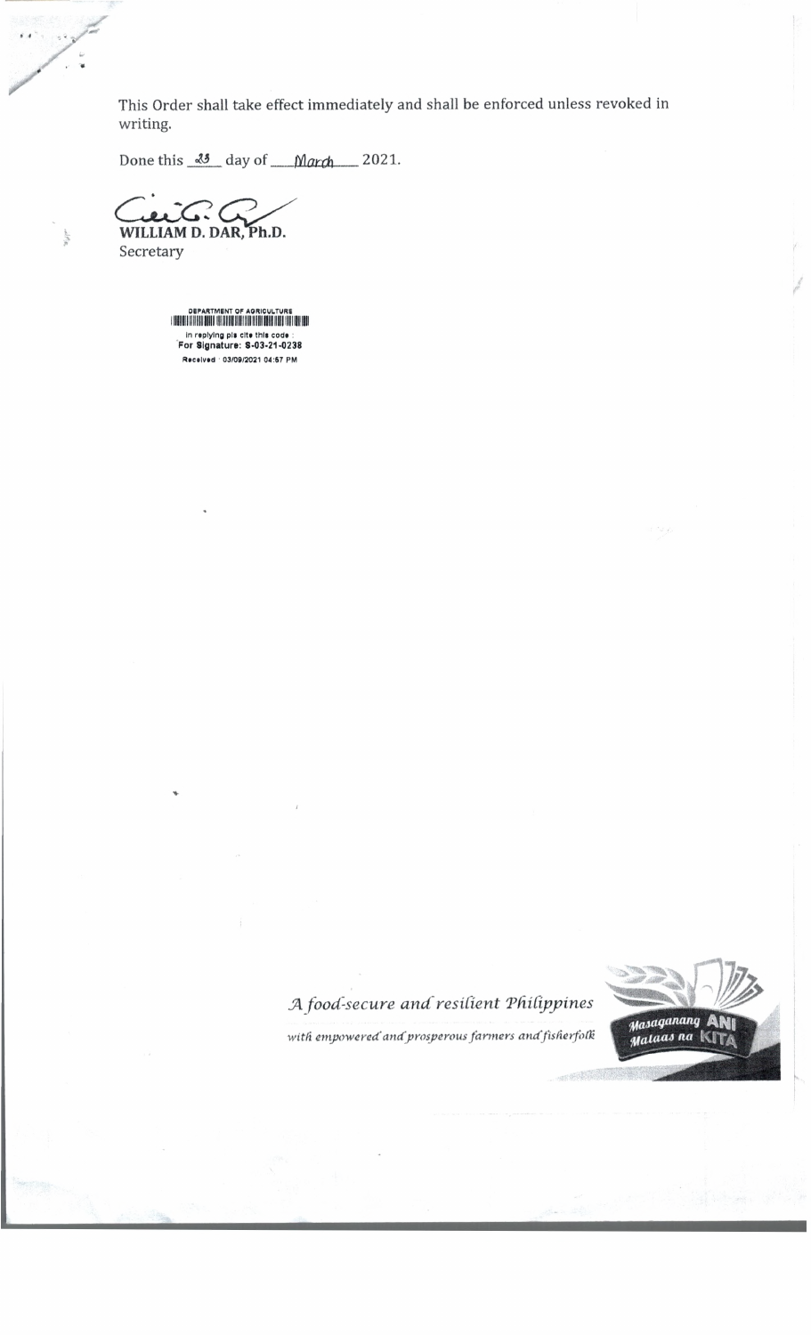This Order shall take effect immediately and shall be enforced unless revoked in writing.

Done this 23 day of March 2021.

**WILLIAM D. DAR, Ph.D.**
Secretary

DEPARTMENT OF AGRICULTURE
In replying pls cite this code :
For Signature: S-03-21-0238
Received : 03/09/2021 04:57 PM

*A food-secure and resilient Philippines*

*with empowered and prosperous farmers and fisherfolk*

Masaganang ANI Mataas na KITA